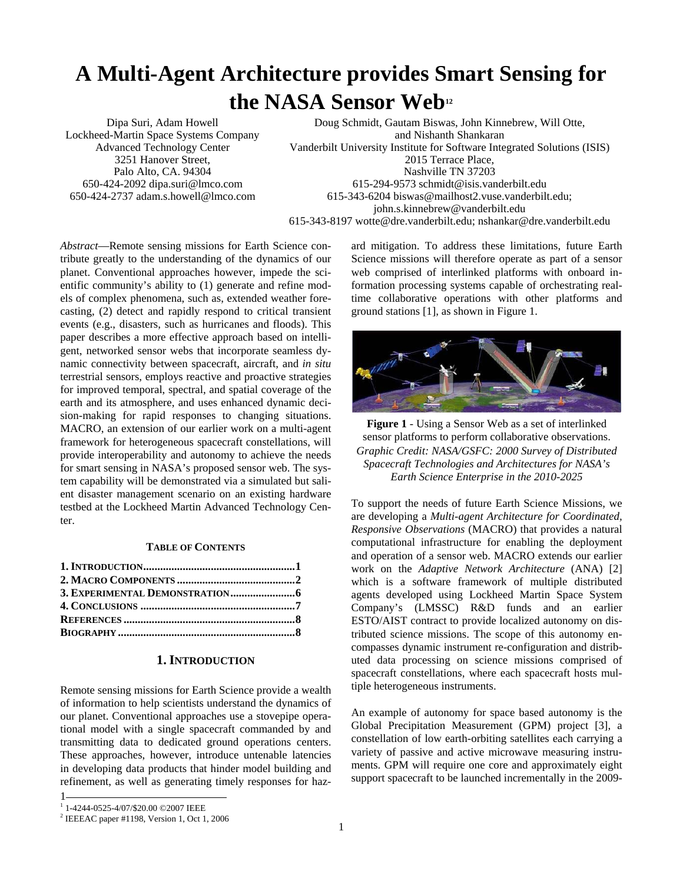# A Multi-Agent Architecture provides Smart Sensing for the NASA Sensor Web[1,2]

Dipa Suri, Adam Howell
Lockheed-Martin Space Systems Company
Advanced Technology Center
3251 Hanover Street,
Palo Alto, CA. 94304
650-424-2092 dipa.suri@lmco.com
650-424-2737 adam.s.howell@lmco.com

Doug Schmidt, Gautam Biswas, John Kinnebrew, Will Otte, and Nishanth Shankaran
Vanderbilt University Institute for Software Integrated Solutions (ISIS)
2015 Terrace Place,
Nashville TN 37203
615-294-9573 schmidt@isis.vanderbilt.edu
615-343-6204 biswas@mailhost2.vuse.vanderbilt.edu; john.s.kinnebrew@vanderbilt.edu
615-343-8197 wotte@dre.vanderbilt.edu; nshankar@dre.vanderbilt.edu

*Abstract*—Remote sensing missions for Earth Science contribute greatly to the understanding of the dynamics of our planet. Conventional approaches however, impede the scientific community's ability to (1) generate and refine models of complex phenomena, such as, extended weather forecasting, (2) detect and rapidly respond to critical transient events (e.g., disasters, such as hurricanes and floods). This paper describes a more effective approach based on intelligent, networked sensor webs that incorporate seamless dynamic connectivity between spacecraft, aircraft, and *in situ* terrestrial sensors, employs reactive and proactive strategies for improved temporal, spectral, and spatial coverage of the earth and its atmosphere, and uses enhanced dynamic decision-making for rapid responses to changing situations. MACRO, an extension of our earlier work on a multi-agent framework for heterogeneous spacecraft constellations, will provide interoperability and autonomy to achieve the needs for smart sensing in NASA's proposed sensor web. The system capability will be demonstrated via a simulated but salient disaster management scenario on an existing hardware testbed at the Lockheed Martin Advanced Technology Center.

**TABLE OF CONTENTS**

**1. INTRODUCTION ...................................................... 1**
**2. MACRO COMPONENTS .......................................... 2**
**3. EXPERIMENTAL DEMONSTRATION ....................... 6**
**4. CONCLUSIONS ....................................................... 7**
**REFERENCES ............................................................. 8**
**BIOGRAPHY ............................................................... 8**

## 1. INTRODUCTION

Remote sensing missions for Earth Science provide a wealth of information to help scientists understand the dynamics of our planet. Conventional approaches use a stovepipe operational model with a single spacecraft commanded by and transmitting data to dedicated ground operations centers. These approaches, however, introduce untenable latencies in developing data products that hinder model building and refinement, as well as generating timely responses for hazard mitigation. To address these limitations, future Earth Science missions will therefore operate as part of a sensor web comprised of interlinked platforms with onboard information processing systems capable of orchestrating real-time collaborative operations with other platforms and ground stations [1], as shown in Figure 1.

**Figure 1** - Using a Sensor Web as a set of interlinked sensor platforms to perform collaborative observations. *Graphic Credit: NASA/GSFC: 2000 Survey of Distributed Spacecraft Technologies and Architectures for NASA's Earth Science Enterprise in the 2010-2025*

To support the needs of future Earth Science Missions, we are developing a *Multi-agent Architecture for Coordinated, Responsive Observations* (MACRO) that provides a natural computational infrastructure for enabling the deployment and operation of a sensor web. MACRO extends our earlier work on the *Adaptive Network Architecture* (ANA) [2] which is a software framework of multiple distributed agents developed using Lockheed Martin Space System Company's (LMSSC) R&D funds and an earlier ESTO/AIST contract to provide localized autonomy on distributed science missions. The scope of this autonomy encompasses dynamic instrument re-configuration and distributed data processing on science missions comprised of spacecraft constellations, where each spacecraft hosts multiple heterogeneous instruments.

An example of autonomy for space based autonomy is the Global Precipitation Measurement (GPM) project [3], a constellation of low earth-orbiting satellites each carrying a variety of passive and active microwave measuring instruments. GPM will require one core and approximately eight support spacecraft to be launched incrementally in the 2009-

---

[1] 1-4244-0525-4/07/$20.00 ©2007 IEEE
[2] IEEEAC paper #1198, Version 1, Oct 1, 2006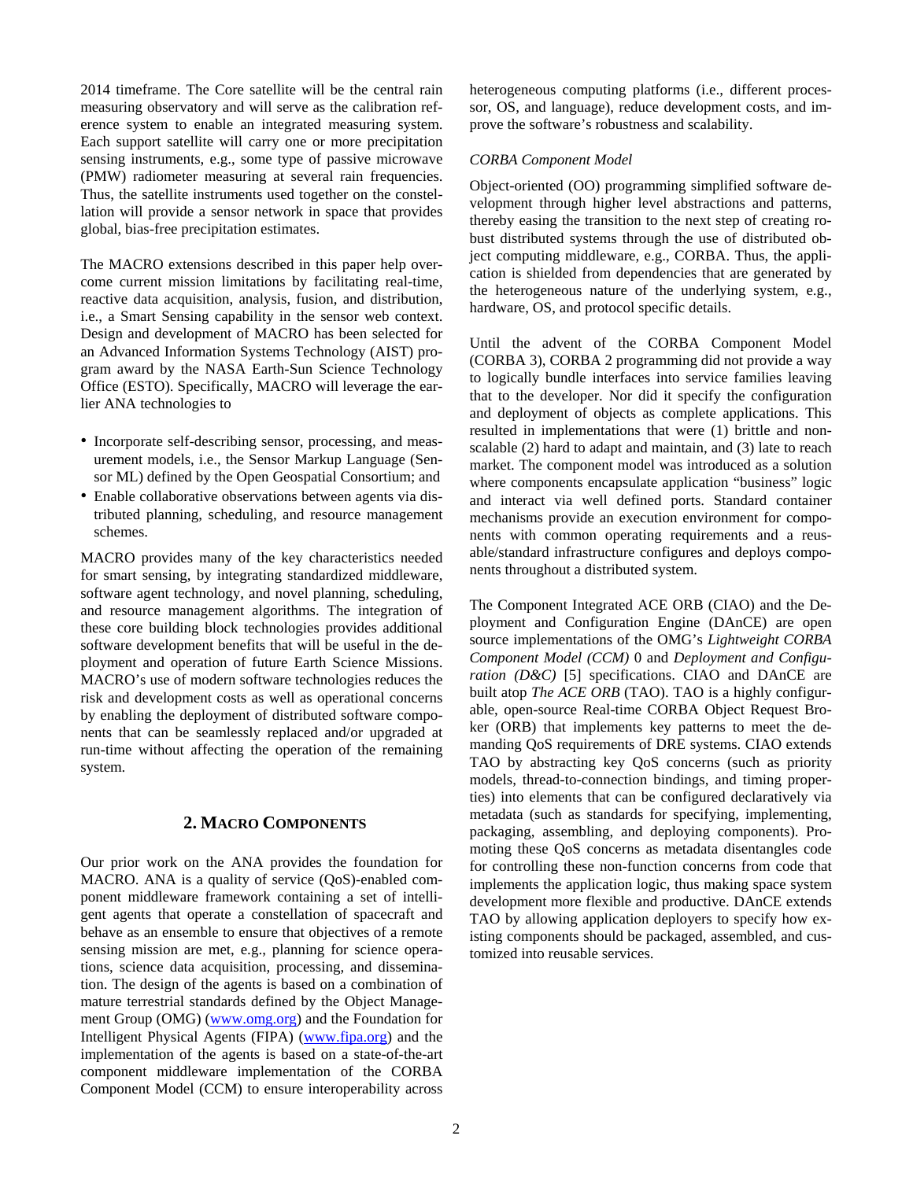2014 timeframe. The Core satellite will be the central rain measuring observatory and will serve as the calibration reference system to enable an integrated measuring system. Each support satellite will carry one or more precipitation sensing instruments, e.g., some type of passive microwave (PMW) radiometer measuring at several rain frequencies. Thus, the satellite instruments used together on the constellation will provide a sensor network in space that provides global, bias-free precipitation estimates.

The MACRO extensions described in this paper help overcome current mission limitations by facilitating real-time, reactive data acquisition, analysis, fusion, and distribution, i.e., a Smart Sensing capability in the sensor web context. Design and development of MACRO has been selected for an Advanced Information Systems Technology (AIST) program award by the NASA Earth-Sun Science Technology Office (ESTO). Specifically, MACRO will leverage the earlier ANA technologies to

- Incorporate self-describing sensor, processing, and measurement models, i.e., the Sensor Markup Language (Sensor ML) defined by the Open Geospatial Consortium; and
- Enable collaborative observations between agents via distributed planning, scheduling, and resource management schemes.

MACRO provides many of the key characteristics needed for smart sensing, by integrating standardized middleware, software agent technology, and novel planning, scheduling, and resource management algorithms. The integration of these core building block technologies provides additional software development benefits that will be useful in the deployment and operation of future Earth Science Missions. MACRO's use of modern software technologies reduces the risk and development costs as well as operational concerns by enabling the deployment of distributed software components that can be seamlessly replaced and/or upgraded at run-time without affecting the operation of the remaining system.

## 2. MACRO COMPONENTS

Our prior work on the ANA provides the foundation for MACRO. ANA is a quality of service (QoS)-enabled component middleware framework containing a set of intelligent agents that operate a constellation of spacecraft and behave as an ensemble to ensure that objectives of a remote sensing mission are met, e.g., planning for science operations, science data acquisition, processing, and dissemination. The design of the agents is based on a combination of mature terrestrial standards defined by the Object Management Group (OMG) (www.omg.org) and the Foundation for Intelligent Physical Agents (FIPA) (www.fipa.org) and the implementation of the agents is based on a state-of-the-art component middleware implementation of the CORBA Component Model (CCM) to ensure interoperability across heterogeneous computing platforms (i.e., different processor, OS, and language), reduce development costs, and improve the software's robustness and scalability.

*CORBA Component Model*

Object-oriented (OO) programming simplified software development through higher level abstractions and patterns, thereby easing the transition to the next step of creating robust distributed systems through the use of distributed object computing middleware, e.g., CORBA. Thus, the application is shielded from dependencies that are generated by the heterogeneous nature of the underlying system, e.g., hardware, OS, and protocol specific details.

Until the advent of the CORBA Component Model (CORBA 3), CORBA 2 programming did not provide a way to logically bundle interfaces into service families leaving that to the developer. Nor did it specify the configuration and deployment of objects as complete applications. This resulted in implementations that were (1) brittle and non-scalable (2) hard to adapt and maintain, and (3) late to reach market. The component model was introduced as a solution where components encapsulate application "business" logic and interact via well defined ports. Standard container mechanisms provide an execution environment for components with common operating requirements and a reusable/standard infrastructure configures and deploys components throughout a distributed system.

The Component Integrated ACE ORB (CIAO) and the Deployment and Configuration Engine (DAnCE) are open source implementations of the OMG's *Lightweight CORBA Component Model (CCM)* 0 and *Deployment and Configuration (D&C)* [5] specifications. CIAO and DAnCE are built atop *The ACE ORB* (TAO). TAO is a highly configurable, open-source Real-time CORBA Object Request Broker (ORB) that implements key patterns to meet the demanding QoS requirements of DRE systems. CIAO extends TAO by abstracting key QoS concerns (such as priority models, thread-to-connection bindings, and timing properties) into elements that can be configured declaratively via metadata (such as standards for specifying, implementing, packaging, assembling, and deploying components). Promoting these QoS concerns as metadata disentangles code for controlling these non-function concerns from code that implements the application logic, thus making space system development more flexible and productive. DAnCE extends TAO by allowing application deployers to specify how existing components should be packaged, assembled, and customized into reusable services.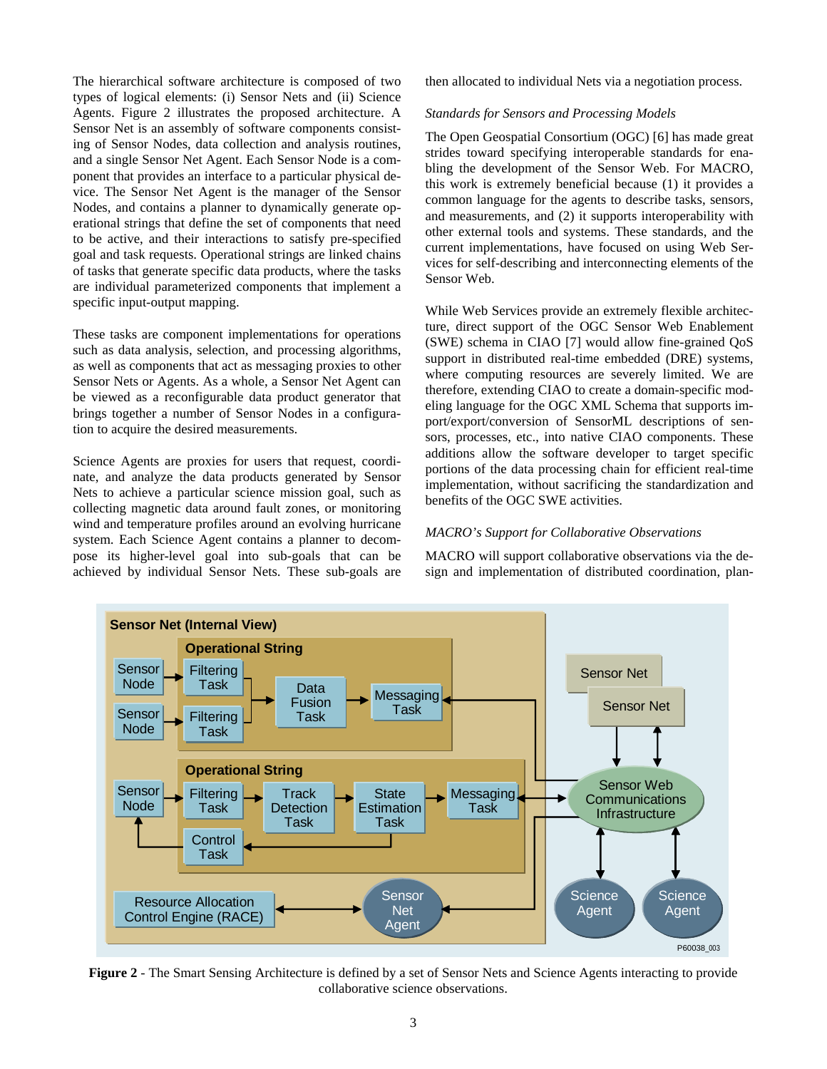The hierarchical software architecture is composed of two types of logical elements: (i) Sensor Nets and (ii) Science Agents. Figure 2 illustrates the proposed architecture. A Sensor Net is an assembly of software components consisting of Sensor Nodes, data collection and analysis routines, and a single Sensor Net Agent. Each Sensor Node is a component that provides an interface to a particular physical device. The Sensor Net Agent is the manager of the Sensor Nodes, and contains a planner to dynamically generate operational strings that define the set of components that need to be active, and their interactions to satisfy pre-specified goal and task requests. Operational strings are linked chains of tasks that generate specific data products, where the tasks are individual parameterized components that implement a specific input-output mapping.

These tasks are component implementations for operations such as data analysis, selection, and processing algorithms, as well as components that act as messaging proxies to other Sensor Nets or Agents. As a whole, a Sensor Net Agent can be viewed as a reconfigurable data product generator that brings together a number of Sensor Nodes in a configuration to acquire the desired measurements.

Science Agents are proxies for users that request, coordinate, and analyze the data products generated by Sensor Nets to achieve a particular science mission goal, such as collecting magnetic data around fault zones, or monitoring wind and temperature profiles around an evolving hurricane system. Each Science Agent contains a planner to decompose its higher-level goal into sub-goals that can be achieved by individual Sensor Nets. These sub-goals are then allocated to individual Nets via a negotiation process.

*Standards for Sensors and Processing Models*

The Open Geospatial Consortium (OGC) [6] has made great strides toward specifying interoperable standards for enabling the development of the Sensor Web. For MACRO, this work is extremely beneficial because (1) it provides a common language for the agents to describe tasks, sensors, and measurements, and (2) it supports interoperability with other external tools and systems. These standards, and the current implementations, have focused on using Web Services for self-describing and interconnecting elements of the Sensor Web.

While Web Services provide an extremely flexible architecture, direct support of the OGC Sensor Web Enablement (SWE) schema in CIAO [7] would allow fine-grained QoS support in distributed real-time embedded (DRE) systems, where computing resources are severely limited. We are therefore, extending CIAO to create a domain-specific modeling language for the OGC XML Schema that supports import/export/conversion of SensorML descriptions of sensors, processes, etc., into native CIAO components. These additions allow the software developer to target specific portions of the data processing chain for efficient real-time implementation, without sacrificing the standardization and benefits of the OGC SWE activities.

*MACRO's Support for Collaborative Observations*

MACRO will support collaborative observations via the design and implementation of distributed coordination, plan-

**Figure 2** - The Smart Sensing Architecture is defined by a set of Sensor Nets and Science Agents interacting to provide collaborative science observations.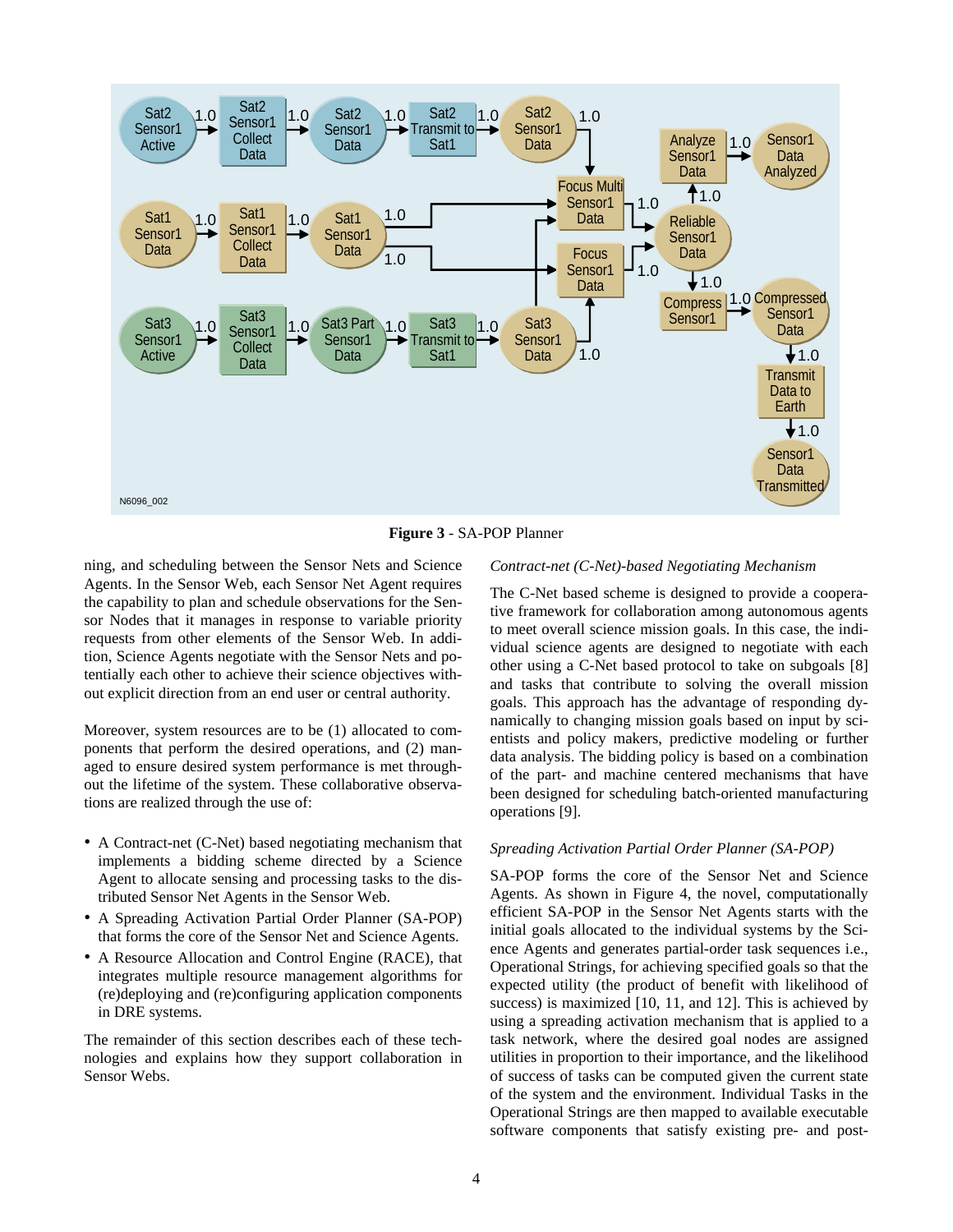**Figure 3** - SA-POP Planner

ning, and scheduling between the Sensor Nets and Science Agents. In the Sensor Web, each Sensor Net Agent requires the capability to plan and schedule observations for the Sensor Nodes that it manages in response to variable priority requests from other elements of the Sensor Web. In addition, Science Agents negotiate with the Sensor Nets and potentially each other to achieve their science objectives without explicit direction from an end user or central authority.

Moreover, system resources are to be (1) allocated to components that perform the desired operations, and (2) managed to ensure desired system performance is met throughout the lifetime of the system. These collaborative observations are realized through the use of:

- A Contract-net (C-Net) based negotiating mechanism that implements a bidding scheme directed by a Science Agent to allocate sensing and processing tasks to the distributed Sensor Net Agents in the Sensor Web.
- A Spreading Activation Partial Order Planner (SA-POP) that forms the core of the Sensor Net and Science Agents.
- A Resource Allocation and Control Engine (RACE), that integrates multiple resource management algorithms for (re)deploying and (re)configuring application components in DRE systems.

The remainder of this section describes each of these technologies and explains how they support collaboration in Sensor Webs.

*Contract-net (C-Net)-based Negotiating Mechanism*

The C-Net based scheme is designed to provide a cooperative framework for collaboration among autonomous agents to meet overall science mission goals. In this case, the individual science agents are designed to negotiate with each other using a C-Net based protocol to take on subgoals [8] and tasks that contribute to solving the overall mission goals. This approach has the advantage of responding dynamically to changing mission goals based on input by scientists and policy makers, predictive modeling or further data analysis. The bidding policy is based on a combination of the part- and machine centered mechanisms that have been designed for scheduling batch-oriented manufacturing operations [9].

*Spreading Activation Partial Order Planner (SA-POP)*

SA-POP forms the core of the Sensor Net and Science Agents. As shown in Figure 4, the novel, computationally efficient SA-POP in the Sensor Net Agents starts with the initial goals allocated to the individual systems by the Science Agents and generates partial-order task sequences i.e., Operational Strings, for achieving specified goals so that the expected utility (the product of benefit with likelihood of success) is maximized [10, 11, and 12]. This is achieved by using a spreading activation mechanism that is applied to a task network, where the desired goal nodes are assigned utilities in proportion to their importance, and the likelihood of success of tasks can be computed given the current state of the system and the environment. Individual Tasks in the Operational Strings are then mapped to available executable software components that satisfy existing pre- and post-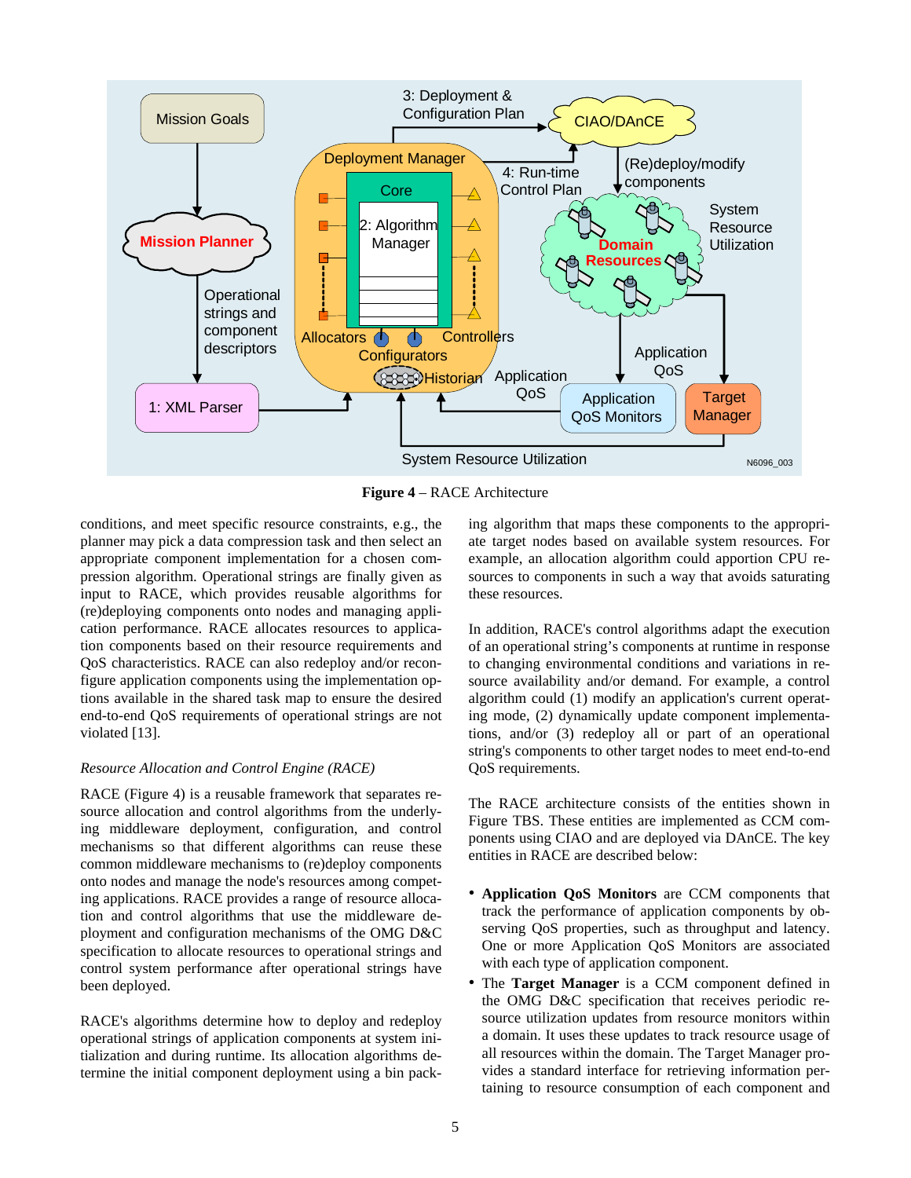Figure 4 – RACE Architecture

conditions, and meet specific resource constraints, e.g., the planner may pick a data compression task and then select an appropriate component implementation for a chosen compression algorithm. Operational strings are finally given as input to RACE, which provides reusable algorithms for (re)deploying components onto nodes and managing application performance. RACE allocates resources to application components based on their resource requirements and QoS characteristics. RACE can also redeploy and/or reconfigure application components using the implementation options available in the shared task map to ensure the desired end-to-end QoS requirements of operational strings are not violated [13].

*Resource Allocation and Control Engine (RACE)*

RACE (Figure 4) is a reusable framework that separates resource allocation and control algorithms from the underlying middleware deployment, configuration, and control mechanisms so that different algorithms can reuse these common middleware mechanisms to (re)deploy components onto nodes and manage the node's resources among competing applications. RACE provides a range of resource allocation and control algorithms that use the middleware deployment and configuration mechanisms of the OMG D&C specification to allocate resources to operational strings and control system performance after operational strings have been deployed.

RACE's algorithms determine how to deploy and redeploy operational strings of application components at system initialization and during runtime. Its allocation algorithms determine the initial component deployment using a bin packing algorithm that maps these components to the appropriate target nodes based on available system resources. For example, an allocation algorithm could apportion CPU resources to components in such a way that avoids saturating these resources.

In addition, RACE's control algorithms adapt the execution of an operational string's components at runtime in response to changing environmental conditions and variations in resource availability and/or demand. For example, a control algorithm could (1) modify an application's current operating mode, (2) dynamically update component implementations, and/or (3) redeploy all or part of an operational string's components to other target nodes to meet end-to-end QoS requirements.

The RACE architecture consists of the entities shown in Figure TBS. These entities are implemented as CCM components using CIAO and are deployed via DAnCE. The key entities in RACE are described below:

- **Application QoS Monitors** are CCM components that track the performance of application components by observing QoS properties, such as throughput and latency. One or more Application QoS Monitors are associated with each type of application component.
- The **Target Manager** is a CCM component defined in the OMG D&C specification that receives periodic resource utilization updates from resource monitors within a domain. It uses these updates to track resource usage of all resources within the domain. The Target Manager provides a standard interface for retrieving information pertaining to resource consumption of each component and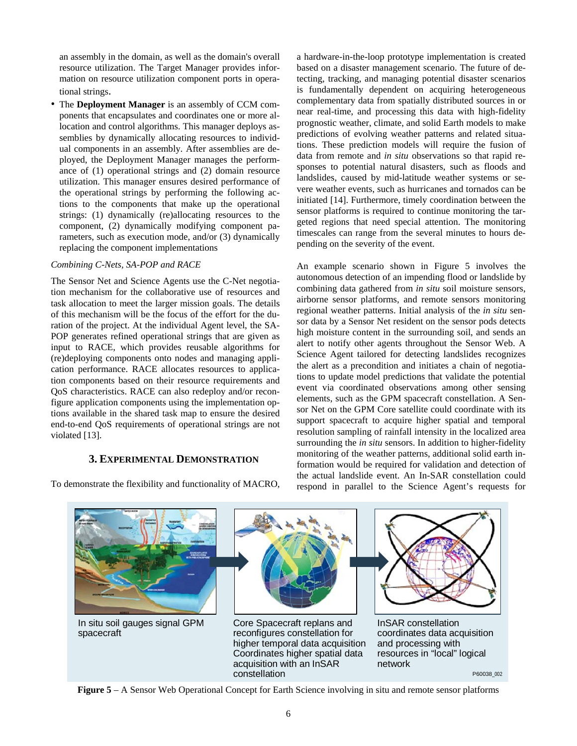an assembly in the domain, as well as the domain's overall resource utilization. The Target Manager provides information on resource utilization component ports in operational strings.

- The **Deployment Manager** is an assembly of CCM components that encapsulates and coordinates one or more allocation and control algorithms. This manager deploys assemblies by dynamically allocating resources to individual components in an assembly. After assemblies are deployed, the Deployment Manager manages the performance of (1) operational strings and (2) domain resource utilization. This manager ensures desired performance of the operational strings by performing the following actions to the components that make up the operational strings: (1) dynamically (re)allocating resources to the component, (2) dynamically modifying component parameters, such as execution mode, and/or (3) dynamically replacing the component implementations

*Combining C-Nets, SA-POP and RACE*

The Sensor Net and Science Agents use the C-Net negotiation mechanism for the collaborative use of resources and task allocation to meet the larger mission goals. The details of this mechanism will be the focus of the effort for the duration of the project. At the individual Agent level, the SA-POP generates refined operational strings that are given as input to RACE, which provides reusable algorithms for (re)deploying components onto nodes and managing application performance. RACE allocates resources to application components based on their resource requirements and QoS characteristics. RACE can also redeploy and/or reconfigure application components using the implementation options available in the shared task map to ensure the desired end-to-end QoS requirements of operational strings are not violated [13].

## 3. Experimental Demonstration

To demonstrate the flexibility and functionality of MACRO, a hardware-in-the-loop prototype implementation is created based on a disaster management scenario. The future of detecting, tracking, and managing potential disaster scenarios is fundamentally dependent on acquiring heterogeneous complementary data from spatially distributed sources in or near real-time, and processing this data with high-fidelity prognostic weather, climate, and solid Earth models to make predictions of evolving weather patterns and related situations. These prediction models will require the fusion of data from remote and *in situ* observations so that rapid responses to potential natural disasters, such as floods and landslides, caused by mid-latitude weather systems or severe weather events, such as hurricanes and tornados can be initiated [14]. Furthermore, timely coordination between the sensor platforms is required to continue monitoring the targeted regions that need special attention. The monitoring timescales can range from the several minutes to hours depending on the severity of the event.

An example scenario shown in Figure 5 involves the autonomous detection of an impending flood or landslide by combining data gathered from *in situ* soil moisture sensors, airborne sensor platforms, and remote sensors monitoring regional weather patterns. Initial analysis of the *in situ* sensor data by a Sensor Net resident on the sensor pods detects high moisture content in the surrounding soil, and sends an alert to notify other agents throughout the Sensor Web. A Science Agent tailored for detecting landslides recognizes the alert as a precondition and initiates a chain of negotiations to update model predictions that validate the potential event via coordinated observations among other sensing elements, such as the GPM spacecraft constellation. A Sensor Net on the GPM Core satellite could coordinate with its support spacecraft to acquire higher spatial and temporal resolution sampling of rainfall intensity in the localized area surrounding the *in situ* sensors. In addition to higher-fidelity monitoring of the weather patterns, additional solid earth information would be required for validation and detection of the actual landslide event. An In-SAR constellation could respond in parallel to the Science Agent's requests for

In situ soil gauges signal GPM spacecraft

Core Spacecraft replans and reconfigures constellation for higher temporal data acquisition Coordinates higher spatial data acquisition with an InSAR constellation

InSAR constellation coordinates data acquisition and processing with resources in "local" logical network

P60038_002

**Figure 5** – A Sensor Web Operational Concept for Earth Science involving in situ and remote sensor platforms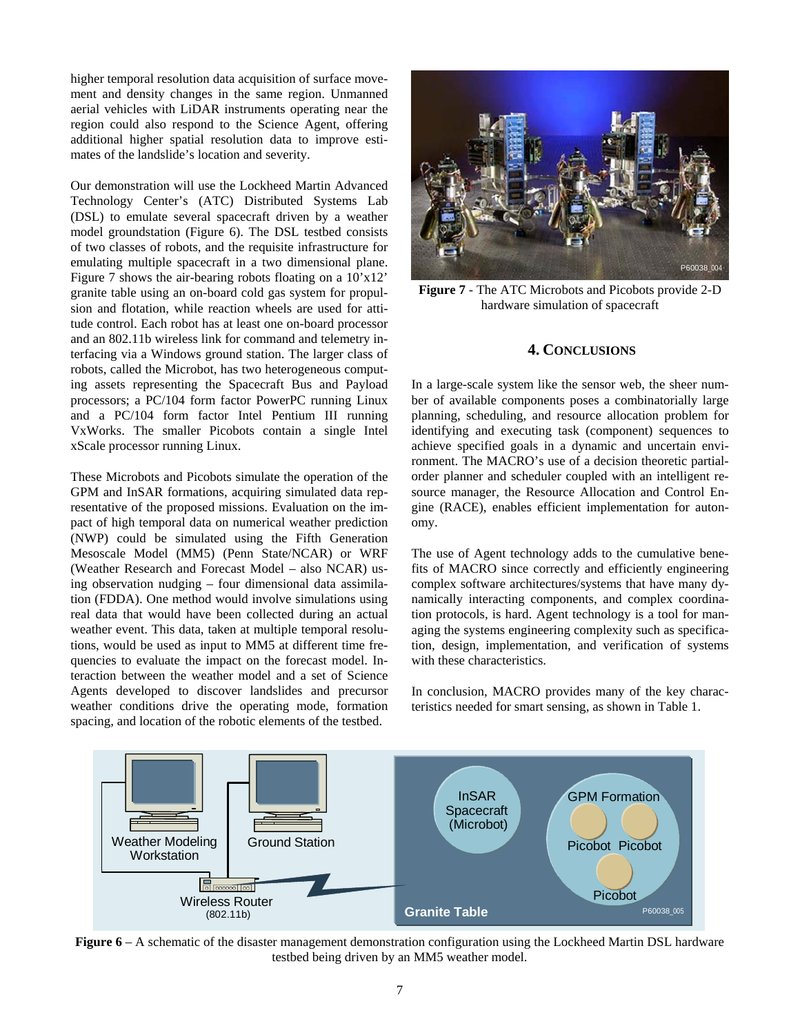higher temporal resolution data acquisition of surface movement and density changes in the same region. Unmanned aerial vehicles with LiDAR instruments operating near the region could also respond to the Science Agent, offering additional higher spatial resolution data to improve estimates of the landslide's location and severity.

Our demonstration will use the Lockheed Martin Advanced Technology Center's (ATC) Distributed Systems Lab (DSL) to emulate several spacecraft driven by a weather model groundstation (Figure 6). The DSL testbed consists of two classes of robots, and the requisite infrastructure for emulating multiple spacecraft in a two dimensional plane. Figure 7 shows the air-bearing robots floating on a 10'x12' granite table using an on-board cold gas system for propulsion and flotation, while reaction wheels are used for attitude control. Each robot has at least one on-board processor and an 802.11b wireless link for command and telemetry interfacing via a Windows ground station. The larger class of robots, called the Microbot, has two heterogeneous computing assets representing the Spacecraft Bus and Payload processors; a PC/104 form factor PowerPC running Linux and a PC/104 form factor Intel Pentium III running VxWorks. The smaller Picobots contain a single Intel xScale processor running Linux.

These Microbots and Picobots simulate the operation of the GPM and InSAR formations, acquiring simulated data representative of the proposed missions. Evaluation on the impact of high temporal data on numerical weather prediction (NWP) could be simulated using the Fifth Generation Mesoscale Model (MM5) (Penn State/NCAR) or WRF (Weather Research and Forecast Model – also NCAR) using observation nudging – four dimensional data assimilation (FDDA). One method would involve simulations using real data that would have been collected during an actual weather event. This data, taken at multiple temporal resolutions, would be used as input to MM5 at different time frequencies to evaluate the impact on the forecast model. Interaction between the weather model and a set of Science Agents developed to discover landslides and precursor weather conditions drive the operating mode, formation spacing, and location of the robotic elements of the testbed.

**Figure 7** - The ATC Microbots and Picobots provide 2-D hardware simulation of spacecraft

## 4. Conclusions

In a large-scale system like the sensor web, the sheer number of available components poses a combinatorially large planning, scheduling, and resource allocation problem for identifying and executing task (component) sequences to achieve specified goals in a dynamic and uncertain environment. The MACRO's use of a decision theoretic partial-order planner and scheduler coupled with an intelligent resource manager, the Resource Allocation and Control Engine (RACE), enables efficient implementation for autonomy.

The use of Agent technology adds to the cumulative benefits of MACRO since correctly and efficiently engineering complex software architectures/systems that have many dynamically interacting components, and complex coordination protocols, is hard. Agent technology is a tool for managing the systems engineering complexity such as specification, design, implementation, and verification of systems with these characteristics.

In conclusion, MACRO provides many of the key characteristics needed for smart sensing, as shown in Table 1.

**Figure 6** – A schematic of the disaster management demonstration configuration using the Lockheed Martin DSL hardware testbed being driven by an MM5 weather model.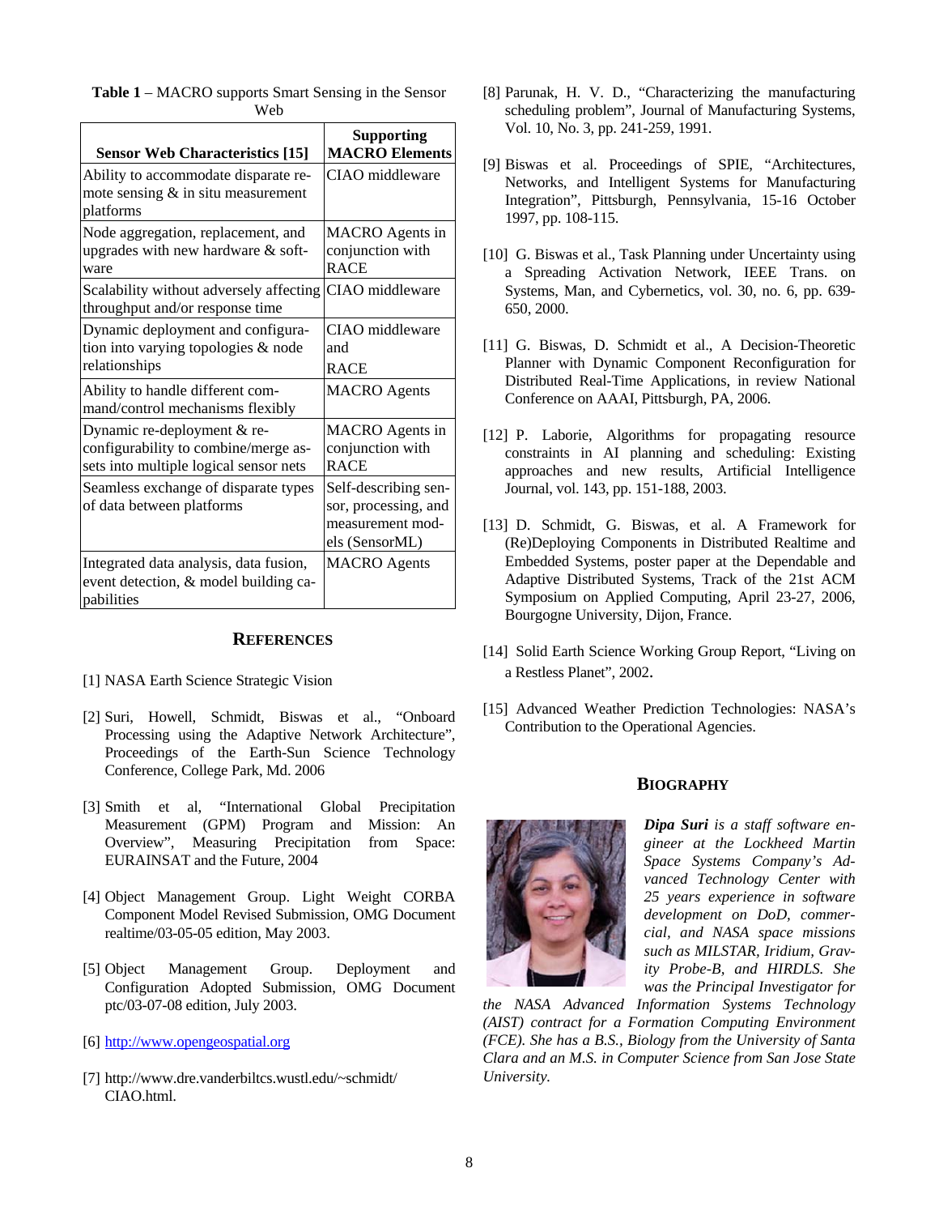**Table 1** – MACRO supports Smart Sensing in the Sensor Web

| Sensor Web Characteristics [15] | Supporting MACRO Elements |
|---|---|
| Ability to accommodate disparate remote sensing & in situ measurement platforms | CIAO middleware |
| Node aggregation, replacement, and upgrades with new hardware & software | MACRO Agents in conjunction with RACE |
| Scalability without adversely affecting throughput and/or response time | CIAO middleware |
| Dynamic deployment and configuration into varying topologies & node relationships | CIAO middleware and RACE |
| Ability to handle different command/control mechanisms flexibly | MACRO Agents |
| Dynamic re-deployment & re-configurability to combine/merge assets into multiple logical sensor nets | MACRO Agents in conjunction with RACE |
| Seamless exchange of disparate types of data between platforms | Self-describing sensor, processing, and measurement models (SensorML) |
| Integrated data analysis, data fusion, event detection, & model building capabilities | MACRO Agents |

## REFERENCES

[1] NASA Earth Science Strategic Vision

[2] Suri, Howell, Schmidt, Biswas et al., "Onboard Processing using the Adaptive Network Architecture", Proceedings of the Earth-Sun Science Technology Conference, College Park, Md. 2006

[3] Smith et al, "International Global Precipitation Measurement (GPM) Program and Mission: An Overview", Measuring Precipitation from Space: EURAINSAT and the Future, 2004

[4] Object Management Group. Light Weight CORBA Component Model Revised Submission, OMG Document realtime/03-05-05 edition, May 2003.

[5] Object Management Group. Deployment and Configuration Adopted Submission, OMG Document ptc/03-07-08 edition, July 2003.

[6] http://www.opengeospatial.org

[7] http://www.dre.vanderbiltcs.wustl.edu/~schmidt/CIAO.html.

[8] Parunak, H. V. D., "Characterizing the manufacturing scheduling problem", Journal of Manufacturing Systems, Vol. 10, No. 3, pp. 241-259, 1991.

[9] Biswas et al. Proceedings of SPIE, "Architectures, Networks, and Intelligent Systems for Manufacturing Integration", Pittsburgh, Pennsylvania, 15-16 October 1997, pp. 108-115.

[10] G. Biswas et al., Task Planning under Uncertainty using a Spreading Activation Network, IEEE Trans. on Systems, Man, and Cybernetics, vol. 30, no. 6, pp. 639-650, 2000.

[11] G. Biswas, D. Schmidt et al., A Decision-Theoretic Planner with Dynamic Component Reconfiguration for Distributed Real-Time Applications, in review National Conference on AAAI, Pittsburgh, PA, 2006.

[12] P. Laborie, Algorithms for propagating resource constraints in AI planning and scheduling: Existing approaches and new results, Artificial Intelligence Journal, vol. 143, pp. 151-188, 2003.

[13] D. Schmidt, G. Biswas, et al. A Framework for (Re)Deploying Components in Distributed Realtime and Embedded Systems, poster paper at the Dependable and Adaptive Distributed Systems, Track of the 21st ACM Symposium on Applied Computing, April 23-27, 2006, Bourgogne University, Dijon, France.

[14] Solid Earth Science Working Group Report, "Living on a Restless Planet", 2002.

[15] Advanced Weather Prediction Technologies: NASA's Contribution to the Operational Agencies.

## BIOGRAPHY

***Dipa Suri** is a staff software engineer at the Lockheed Martin Space Systems Company's Advanced Technology Center with 25 years experience in software development on DoD, commercial, and NASA space missions such as MILSTAR, Iridium, Gravity Probe-B, and HIRDLS. She was the Principal Investigator for the NASA Advanced Information Systems Technology (AIST) contract for a Formation Computing Environment (FCE). She has a B.S., Biology from the University of Santa Clara and an M.S. in Computer Science from San Jose State University.*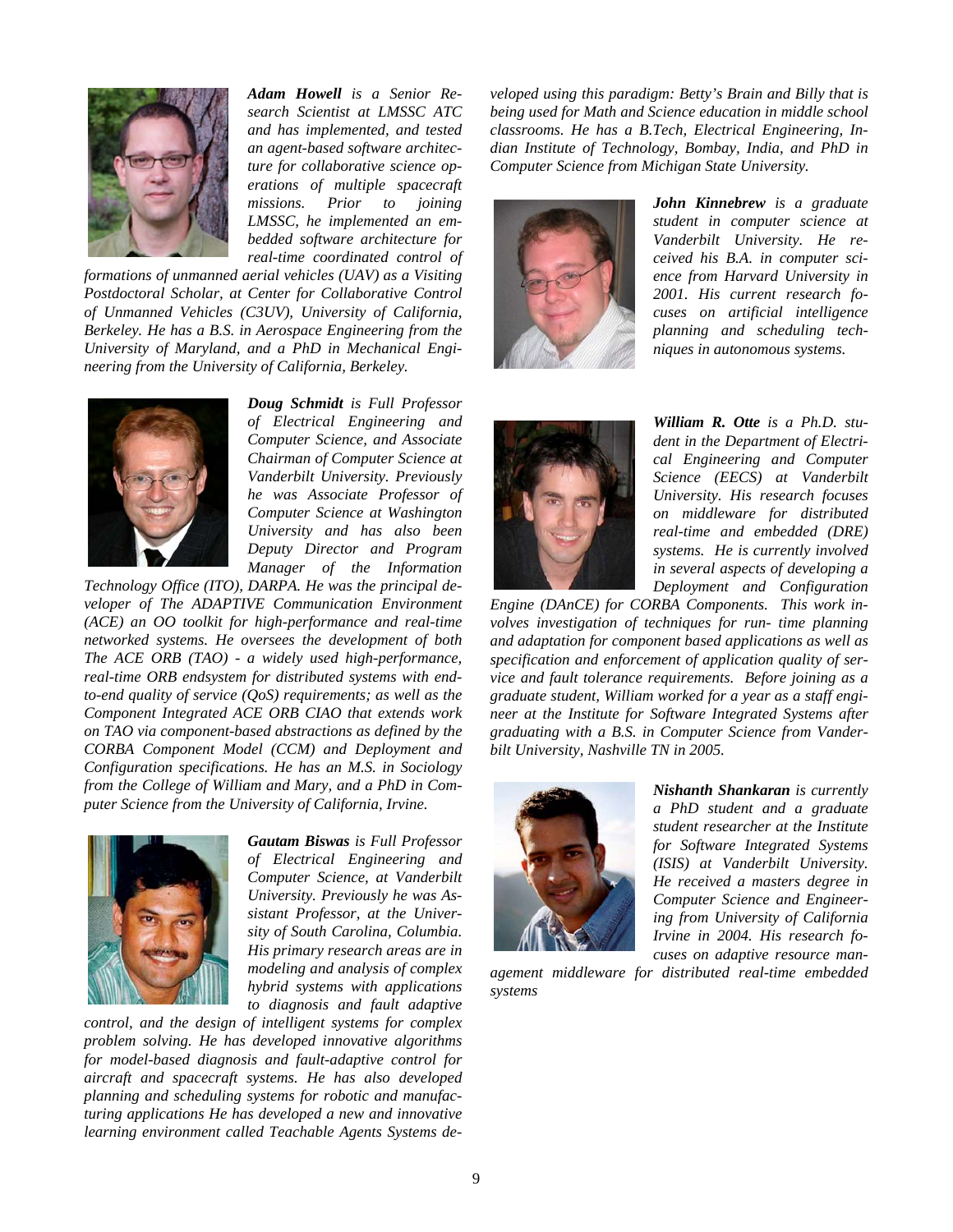***Adam Howell*** *is a Senior Research Scientist at LMSSC ATC and has implemented, and tested an agent-based software architecture for collaborative science operations of multiple spacecraft missions. Prior to joining LMSSC, he implemented an embedded software architecture for real-time coordinated control of formations of unmanned aerial vehicles (UAV) as a Visiting Postdoctoral Scholar, at Center for Collaborative Control of Unmanned Vehicles (C3UV), University of California, Berkeley. He has a B.S. in Aerospace Engineering from the University of Maryland, and a PhD in Mechanical Engineering from the University of California, Berkeley.*

***Doug Schmidt*** *is Full Professor of Electrical Engineering and Computer Science, and Associate Chairman of Computer Science at Vanderbilt University. Previously he was Associate Professor of Computer Science at Washington University and has also been Deputy Director and Program Manager of the Information Technology Office (ITO), DARPA. He was the principal developer of The ADAPTIVE Communication Environment (ACE) an OO toolkit for high-performance and real-time networked systems. He oversees the development of both The ACE ORB (TAO) - a widely used high-performance, real-time ORB endsystem for distributed systems with end-to-end quality of service (QoS) requirements; as well as the Component Integrated ACE ORB CIAO that extends work on TAO via component-based abstractions as defined by the CORBA Component Model (CCM) and Deployment and Configuration specifications. He has an M.S. in Sociology from the College of William and Mary, and a PhD in Computer Science from the University of California, Irvine.*

***Gautam Biswas*** *is Full Professor of Electrical Engineering and Computer Science, at Vanderbilt University. Previously he was Assistant Professor, at the University of South Carolina, Columbia. His primary research areas are in modeling and analysis of complex hybrid systems with applications to diagnosis and fault adaptive control, and the design of intelligent systems for complex problem solving. He has developed innovative algorithms for model-based diagnosis and fault-adaptive control for aircraft and spacecraft systems. He has also developed planning and scheduling systems for robotic and manufacturing applications He has developed a new and innovative learning environment called Teachable Agents Systems developed using this paradigm: Betty's Brain and Billy that is being used for Math and Science education in middle school classrooms. He has a B.Tech, Electrical Engineering, Indian Institute of Technology, Bombay, India, and PhD in Computer Science from Michigan State University.*

***John Kinnebrew*** *is a graduate student in computer science at Vanderbilt University. He received his B.A. in computer science from Harvard University in 2001. His current research focuses on artificial intelligence planning and scheduling techniques in autonomous systems.*

***William R. Otte*** *is a Ph.D. student in the Department of Electrical Engineering and Computer Science (EECS) at Vanderbilt University. His research focuses on middleware for distributed real-time and embedded (DRE) systems. He is currently involved in several aspects of developing a Deployment and Configuration Engine (DAnCE) for CORBA Components. This work involves investigation of techniques for run- time planning and adaptation for component based applications as well as specification and enforcement of application quality of service and fault tolerance requirements. Before joining as a graduate student, William worked for a year as a staff engineer at the Institute for Software Integrated Systems after graduating with a B.S. in Computer Science from Vanderbilt University, Nashville TN in 2005.*

***Nishanth Shankaran*** *is currently a PhD student and a graduate student researcher at the Institute for Software Integrated Systems (ISIS) at Vanderbilt University. He received a masters degree in Computer Science and Engineering from University of California Irvine in 2004. His research focuses on adaptive resource management middleware for distributed real-time embedded systems*